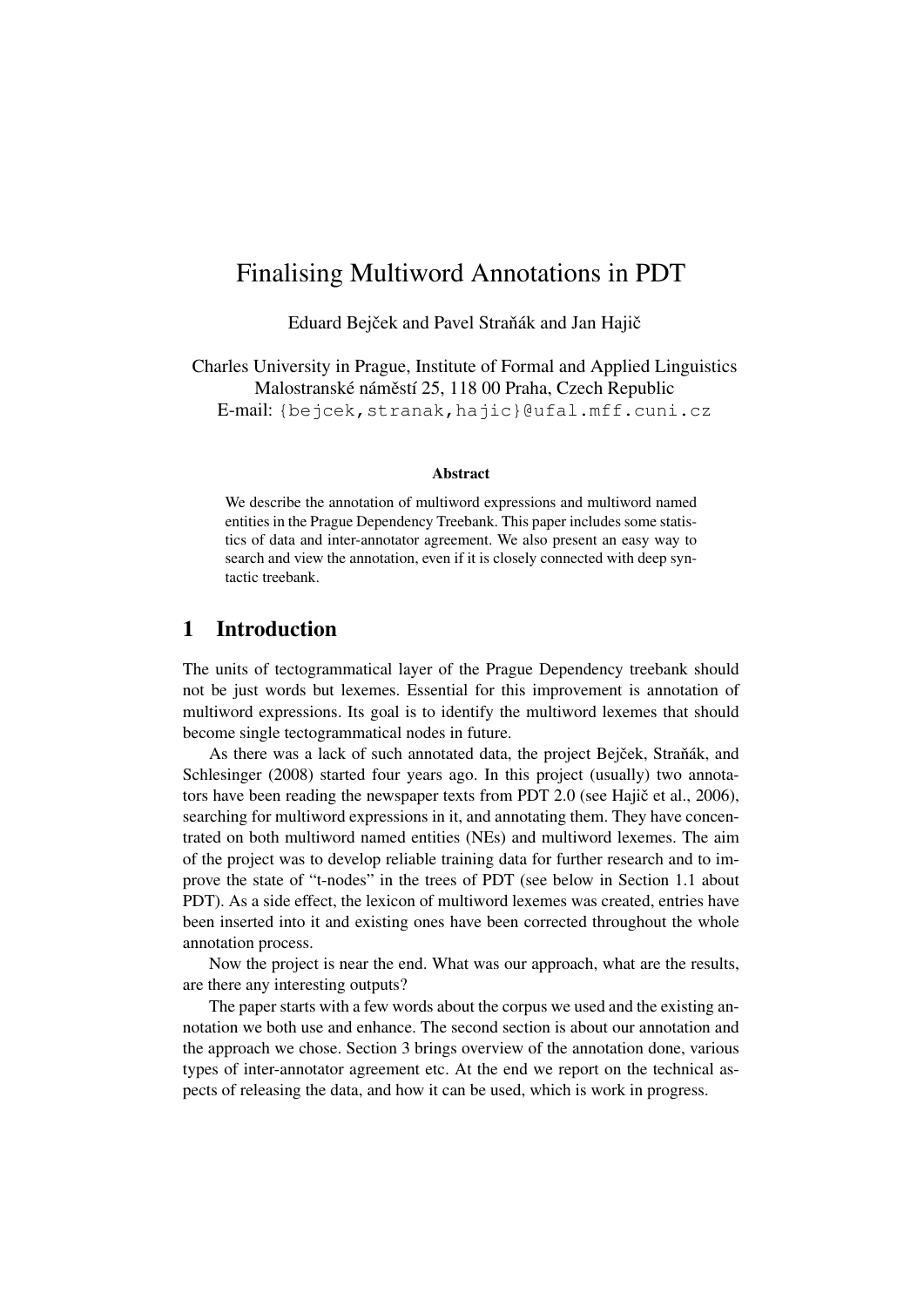# Finalising Multiword Annotations in PDT

Eduard Bejček and Pavel Straňák and Jan Hajič

Charles University in Prague, Institute of Formal and Applied Linguistics
Malostranské náměstí 25, 118 00 Praha, Czech Republic
E-mail: {bejcek,stranak,hajic}@ufal.mff.cuni.cz

**Abstract**

We describe the annotation of multiword expressions and multiword named entities in the Prague Dependency Treebank. This paper includes some statistics of data and inter-annotator agreement. We also present an easy way to search and view the annotation, even if it is closely connected with deep syntactic treebank.

## 1 Introduction

The units of tectogrammatical layer of the Prague Dependency treebank should not be just words but lexemes. Essential for this improvement is annotation of multiword expressions. Its goal is to identify the multiword lexemes that should become single tectogrammatical nodes in future.

As there was a lack of such annotated data, the project Bejček, Straňák, and Schlesinger (2008) started four years ago. In this project (usually) two annotators have been reading the newspaper texts from PDT 2.0 (see Hajič et al., 2006), searching for multiword expressions in it, and annotating them. They have concentrated on both multiword named entities (NEs) and multiword lexemes. The aim of the project was to develop reliable training data for further research and to improve the state of "t-nodes" in the trees of PDT (see below in Section 1.1 about PDT). As a side effect, the lexicon of multiword lexemes was created, entries have been inserted into it and existing ones have been corrected throughout the whole annotation process.

Now the project is near the end. What was our approach, what are the results, are there any interesting outputs?

The paper starts with a few words about the corpus we used and the existing annotation we both use and enhance. The second section is about our annotation and the approach we chose. Section 3 brings overview of the annotation done, various types of inter-annotator agreement etc. At the end we report on the technical aspects of releasing the data, and how it can be used, which is work in progress.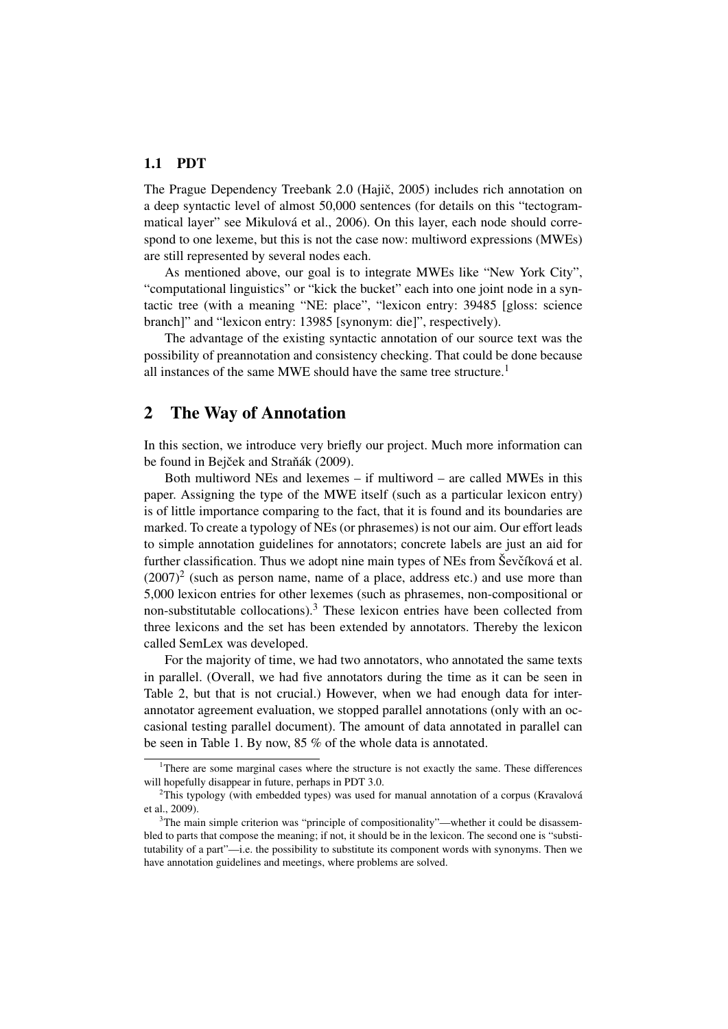### 1.1 PDT

The Prague Dependency Treebank 2.0 (Hajič, 2005) includes rich annotation on a deep syntactic level of almost 50,000 sentences (for details on this "tectogrammatical layer" see Mikulová et al., 2006). On this layer, each node should correspond to one lexeme, but this is not the case now: multiword expressions (MWEs) are still represented by several nodes each.

As mentioned above, our goal is to integrate MWEs like "New York City", "computational linguistics" or "kick the bucket" each into one joint node in a syntactic tree (with a meaning "NE: place", "lexicon entry: 39485 [gloss: science branch]" and "lexicon entry: 13985 [synonym: die]", respectively).

The advantage of the existing syntactic annotation of our source text was the possibility of preannotation and consistency checking. That could be done because all instances of the same MWE should have the same tree structure.[1]

## 2 The Way of Annotation

In this section, we introduce very briefly our project. Much more information can be found in Bejček and Straňák (2009).

Both multiword NEs and lexemes – if multiword – are called MWEs in this paper. Assigning the type of the MWE itself (such as a particular lexicon entry) is of little importance comparing to the fact, that it is found and its boundaries are marked. To create a typology of NEs (or phrasemes) is not our aim. Our effort leads to simple annotation guidelines for annotators; concrete labels are just an aid for further classification. Thus we adopt nine main types of NEs from Ševčíková et al. (2007)[2] (such as person name, name of a place, address etc.) and use more than 5,000 lexicon entries for other lexemes (such as phrasemes, non-compositional or non-substitutable collocations).[3] These lexicon entries have been collected from three lexicons and the set has been extended by annotators. Thereby the lexicon called SemLex was developed.

For the majority of time, we had two annotators, who annotated the same texts in parallel. (Overall, we had five annotators during the time as it can be seen in Table 2, but that is not crucial.) However, when we had enough data for inter-annotator agreement evaluation, we stopped parallel annotations (only with an occasional testing parallel document). The amount of data annotated in parallel can be seen in Table 1. By now, 85 % of the whole data is annotated.

---

[1] There are some marginal cases where the structure is not exactly the same. These differences will hopefully disappear in future, perhaps in PDT 3.0.

[2] This typology (with embedded types) was used for manual annotation of a corpus (Kravalová et al., 2009).

[3] The main simple criterion was "principle of compositionality"—whether it could be disassembled to parts that compose the meaning; if not, it should be in the lexicon. The second one is "substitutability of a part"—i.e. the possibility to substitute its component words with synonyms. Then we have annotation guidelines and meetings, where problems are solved.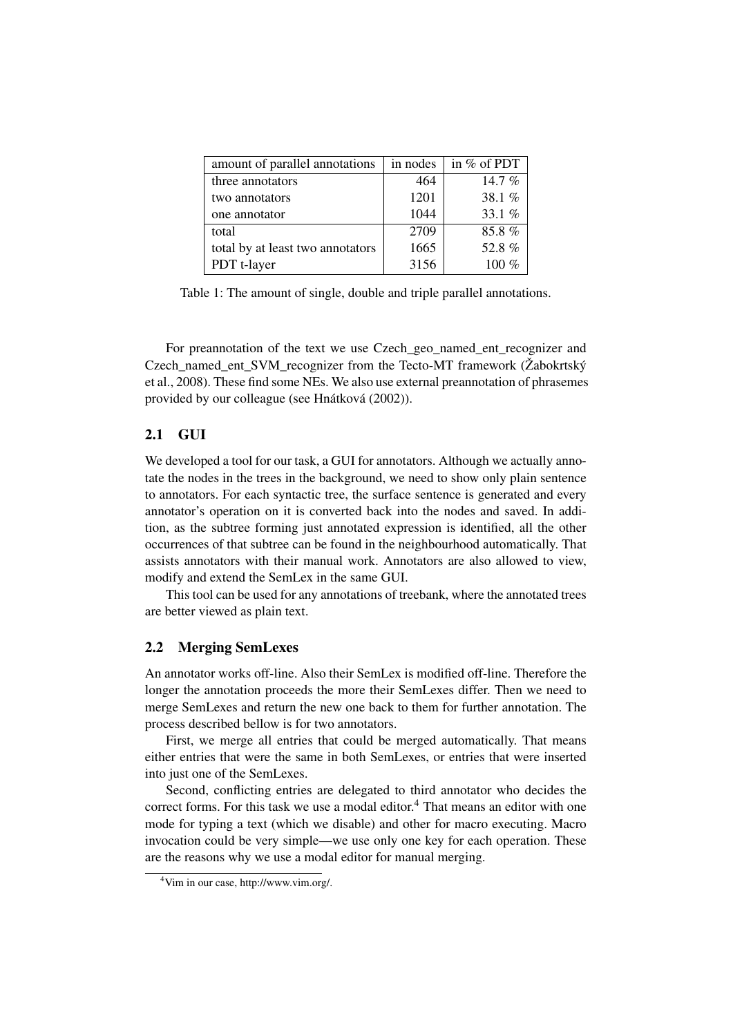| amount of parallel annotations | in nodes | in % of PDT |
|---|---|---|
| three annotators | 464 | 14.7 % |
| two annotators | 1201 | 38.1 % |
| one annotator | 1044 | 33.1 % |
| total | 2709 | 85.8 % |
| total by at least two annotators | 1665 | 52.8 % |
| PDT t-layer | 3156 | 100 % |

Table 1: The amount of single, double and triple parallel annotations.

For preannotation of the text we use Czech_geo_named_ent_recognizer and Czech_named_ent_SVM_recognizer from the Tecto-MT framework (Žabokrtský et al., 2008). These find some NEs. We also use external preannotation of phrasemes provided by our colleague (see Hnátková (2002)).

## 2.1 GUI

We developed a tool for our task, a GUI for annotators. Although we actually annotate the nodes in the trees in the background, we need to show only plain sentence to annotators. For each syntactic tree, the surface sentence is generated and every annotator's operation on it is converted back into the nodes and saved. In addition, as the subtree forming just annotated expression is identified, all the other occurrences of that subtree can be found in the neighbourhood automatically. That assists annotators with their manual work. Annotators are also allowed to view, modify and extend the SemLex in the same GUI.

This tool can be used for any annotations of treebank, where the annotated trees are better viewed as plain text.

## 2.2 Merging SemLexes

An annotator works off-line. Also their SemLex is modified off-line. Therefore the longer the annotation proceeds the more their SemLexes differ. Then we need to merge SemLexes and return the new one back to them for further annotation. The process described bellow is for two annotators.

First, we merge all entries that could be merged automatically. That means either entries that were the same in both SemLexes, or entries that were inserted into just one of the SemLexes.

Second, conflicting entries are delegated to third annotator who decides the correct forms. For this task we use a modal editor.[4] That means an editor with one mode for typing a text (which we disable) and other for macro executing. Macro invocation could be very simple—we use only one key for each operation. These are the reasons why we use a modal editor for manual merging.

[4] Vim in our case, http://www.vim.org/.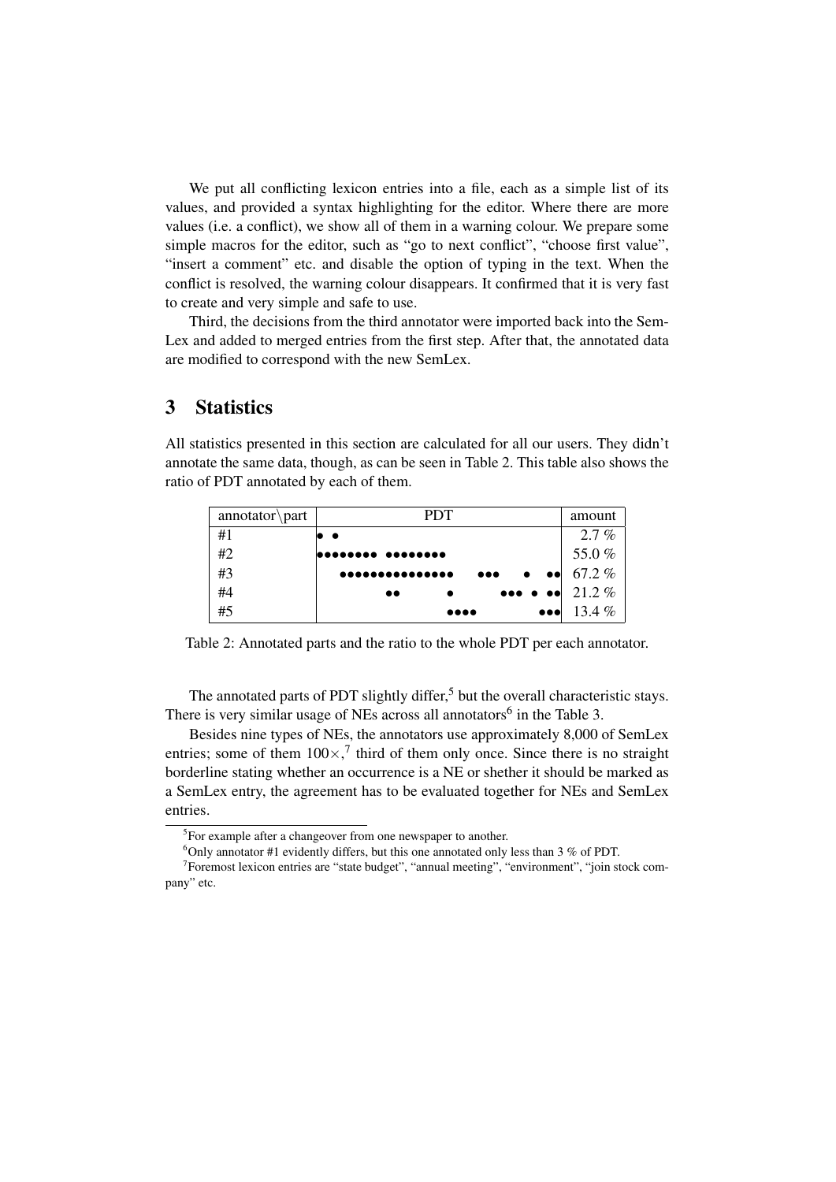We put all conflicting lexicon entries into a file, each as a simple list of its values, and provided a syntax highlighting for the editor. Where there are more values (i.e. a conflict), we show all of them in a warning colour. We prepare some simple macros for the editor, such as "go to next conflict", "choose first value", "insert a comment" etc. and disable the option of typing in the text. When the conflict is resolved, the warning colour disappears. It confirmed that it is very fast to create and very simple and safe to use.

Third, the decisions from the third annotator were imported back into the SemLex and added to merged entries from the first step. After that, the annotated data are modified to correspond with the new SemLex.

## 3 Statistics

All statistics presented in this section are calculated for all our users. They didn't annotate the same data, though, as can be seen in Table 2. This table also shows the ratio of PDT annotated by each of them.

| annotator\part | PDT | amount |
|---|---|---|
| #1 | ● ● | 2.7 % |
| #2 | ●●●●●●●● ●●●●●●●● | 55.0 % |
| #3 | ●●●●●●●●●●●●●●● ●●● ● ●● | 67.2 % |
| #4 | ●● ● ●●● ● ●● | 21.2 % |
| #5 | ●●●● ●●● | 13.4 % |

Table 2: Annotated parts and the ratio to the whole PDT per each annotator.

The annotated parts of PDT slightly differ,[5] but the overall characteristic stays. There is very similar usage of NEs across all annotators[6] in the Table 3.

Besides nine types of NEs, the annotators use approximately 8,000 of SemLex entries; some of them $100\times$,[7] third of them only once. Since there is no straight borderline stating whether an occurrence is a NE or shether it should be marked as a SemLex entry, the agreement has to be evaluated together for NEs and SemLex entries.

[5] For example after a changeover from one newspaper to another.

[6] Only annotator #1 evidently differs, but this one annotated only less than 3 % of PDT.

[7] Foremost lexicon entries are "state budget", "annual meeting", "environment", "join stock company" etc.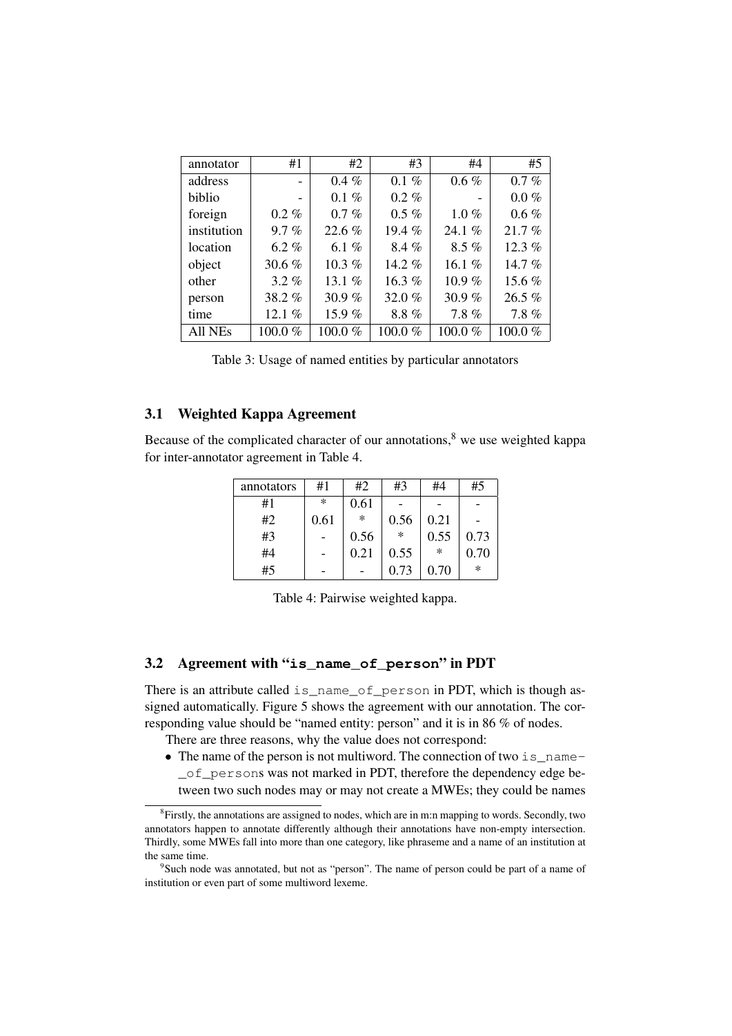| annotator | #1 | #2 | #3 | #4 | #5 |
|---|---|---|---|---|---|
| address | - | 0.4 % | 0.1 % | 0.6 % | 0.7 % |
| biblio | - | 0.1 % | 0.2 % | - | 0.0 % |
| foreign | 0.2 % | 0.7 % | 0.5 % | 1.0 % | 0.6 % |
| institution | 9.7 % | 22.6 % | 19.4 % | 24.1 % | 21.7 % |
| location | 6.2 % | 6.1 % | 8.4 % | 8.5 % | 12.3 % |
| object | 30.6 % | 10.3 % | 14.2 % | 16.1 % | 14.7 % |
| other | 3.2 % | 13.1 % | 16.3 % | 10.9 % | 15.6 % |
| person | 38.2 % | 30.9 % | 32.0 % | 30.9 % | 26.5 % |
| time | 12.1 % | 15.9 % | 8.8 % | 7.8 % | 7.8 % |
| All NEs | 100.0 % | 100.0 % | 100.0 % | 100.0 % | 100.0 % |

Table 3: Usage of named entities by particular annotators

### 3.1 Weighted Kappa Agreement

Because of the complicated character of our annotations,[8] we use weighted kappa for inter-annotator agreement in Table 4.

| annotators | #1 | #2 | #3 | #4 | #5 |
|---|---|---|---|---|---|
| #1 | * | 0.61 | - | - | - |
| #2 | 0.61 | * | 0.56 | 0.21 | - |
| #3 | - | 0.56 | * | 0.55 | 0.73 |
| #4 | - | 0.21 | 0.55 | * | 0.70 |
| #5 | - | - | 0.73 | 0.70 | * |

Table 4: Pairwise weighted kappa.

### 3.2 Agreement with "`is_name_of_person`" in PDT

There is an attribute called `is_name_of_person` in PDT, which is though assigned automatically. Figure 5 shows the agreement with our annotation. The corresponding value should be "named entity: person" and it is in 86 % of nodes.

There are three reasons, why the value does not correspond:

- The name of the person is not multiword. The connection of two `is_name_of_persons` was not marked in PDT, therefore the dependency edge between two such nodes may or may not create a MWEs; they could be names

[8] Firstly, the annotations are assigned to nodes, which are in m:n mapping to words. Secondly, two annotators happen to annotate differently although their annotations have non-empty intersection. Thirdly, some MWEs fall into more than one category, like phraseme and a name of an institution at the same time.

[9] Such node was annotated, but not as "person". The name of person could be part of a name of institution or even part of some multiword lexeme.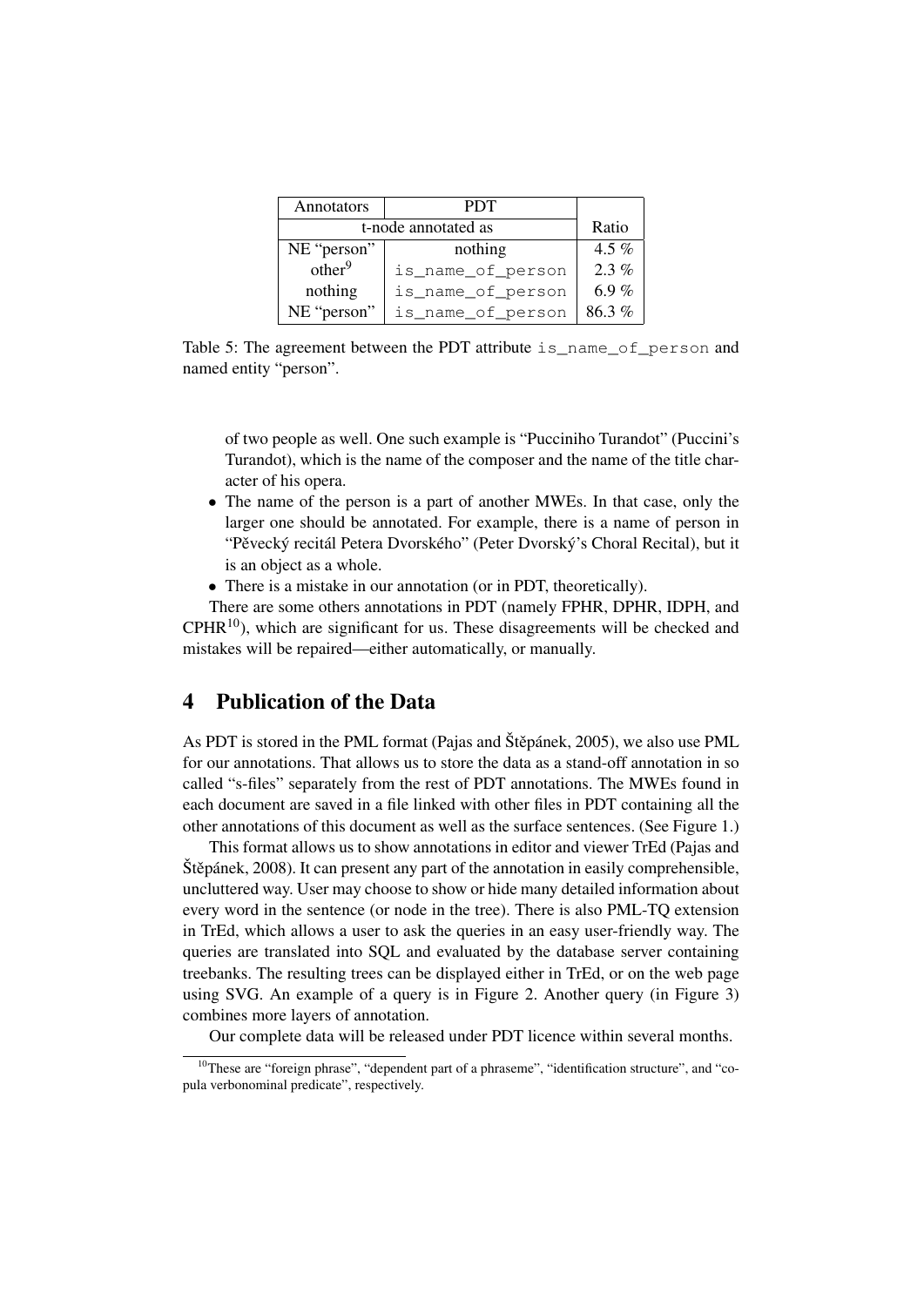| Annotators | PDT | |
|---|---|---|
| t-node annotated as | | Ratio |
| NE “person” | nothing | 4.5 % |
| other[9] | `is_name_of_person` | 2.3 % |
| nothing | `is_name_of_person` | 6.9 % |
| NE “person” | `is_name_of_person` | 86.3 % |

Table 5: The agreement between the PDT attribute `is_name_of_person` and named entity “person”.

of two people as well. One such example is “Pucciniho Turandot” (Puccini’s Turandot), which is the name of the composer and the name of the title character of his opera.

- The name of the person is a part of another MWEs. In that case, only the larger one should be annotated. For example, there is a name of person in “Pěvecký recitál Petera Dvorského” (Peter Dvorský’s Choral Recital), but it is an object as a whole.
- There is a mistake in our annotation (or in PDT, theoretically).

There are some others annotations in PDT (namely FPHR, DPHR, IDPH, and CPHR[10]), which are significant for us. These disagreements will be checked and mistakes will be repaired—either automatically, or manually.

## 4 Publication of the Data

As PDT is stored in the PML format (Pajas and Štěpánek, 2005), we also use PML for our annotations. That allows us to store the data as a stand-off annotation in so called “s-files” separately from the rest of PDT annotations. The MWEs found in each document are saved in a file linked with other files in PDT containing all the other annotations of this document as well as the surface sentences. (See Figure 1.)

This format allows us to show annotations in editor and viewer TrEd (Pajas and Štěpánek, 2008). It can present any part of the annotation in easily comprehensible, uncluttered way. User may choose to show or hide many detailed information about every word in the sentence (or node in the tree). There is also PML-TQ extension in TrEd, which allows a user to ask the queries in an easy user-friendly way. The queries are translated into SQL and evaluated by the database server containing treebanks. The resulting trees can be displayed either in TrEd, or on the web page using SVG. An example of a query is in Figure 2. Another query (in Figure 3) combines more layers of annotation.

Our complete data will be released under PDT licence within several months.

[10] These are “foreign phrase”, “dependent part of a phraseme”, “identification structure”, and “copula verbonominal predicate”, respectively.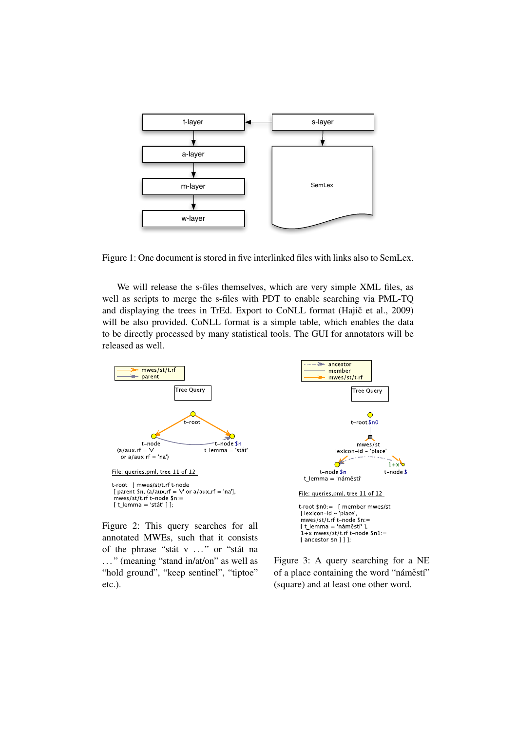Figure 1: One document is stored in five interlinked files with links also to SemLex.

We will release the s-files themselves, which are very simple XML files, as well as scripts to merge the s-files with PDT to enable searching via PML-TQ and displaying the trees in TrEd. Export to CoNLL format (Hajič et al., 2009) will be also provided. CoNLL format is a simple table, which enables the data to be directly processed by many statistical tools. The GUI for annotators will be released as well.

```
t-root  [ mwes/st/t.rf t-node
 [ parent $n, (a/aux.rf = 'v' or a/aux.rf = 'na'],
 mwes/st/t.rf t-node $n:=
 [ t_lemma = 'stát' ] ];
```

Figure 2: This query searches for all annotated MWEs, such that it consists of the phrase “stát v . . . ” or “stát na . . . ” (meaning “stand in/at/on” as well as “hold ground”, “keep sentinel”, “tiptoe” etc.).

```
t-root $n0:=  [ member mwes/st
 [ lexicon-id ~ 'place',
 mwes/st/t.rf t-node $n:=
 [ t_lemma = 'náměstí' ],
 1+x mwes/st/t.rf t-node $n1:=
 [ ancestor $n ] ] ];
```

Figure 3: A query searching for a NE of a place containing the word “náměstí” (square) and at least one other word.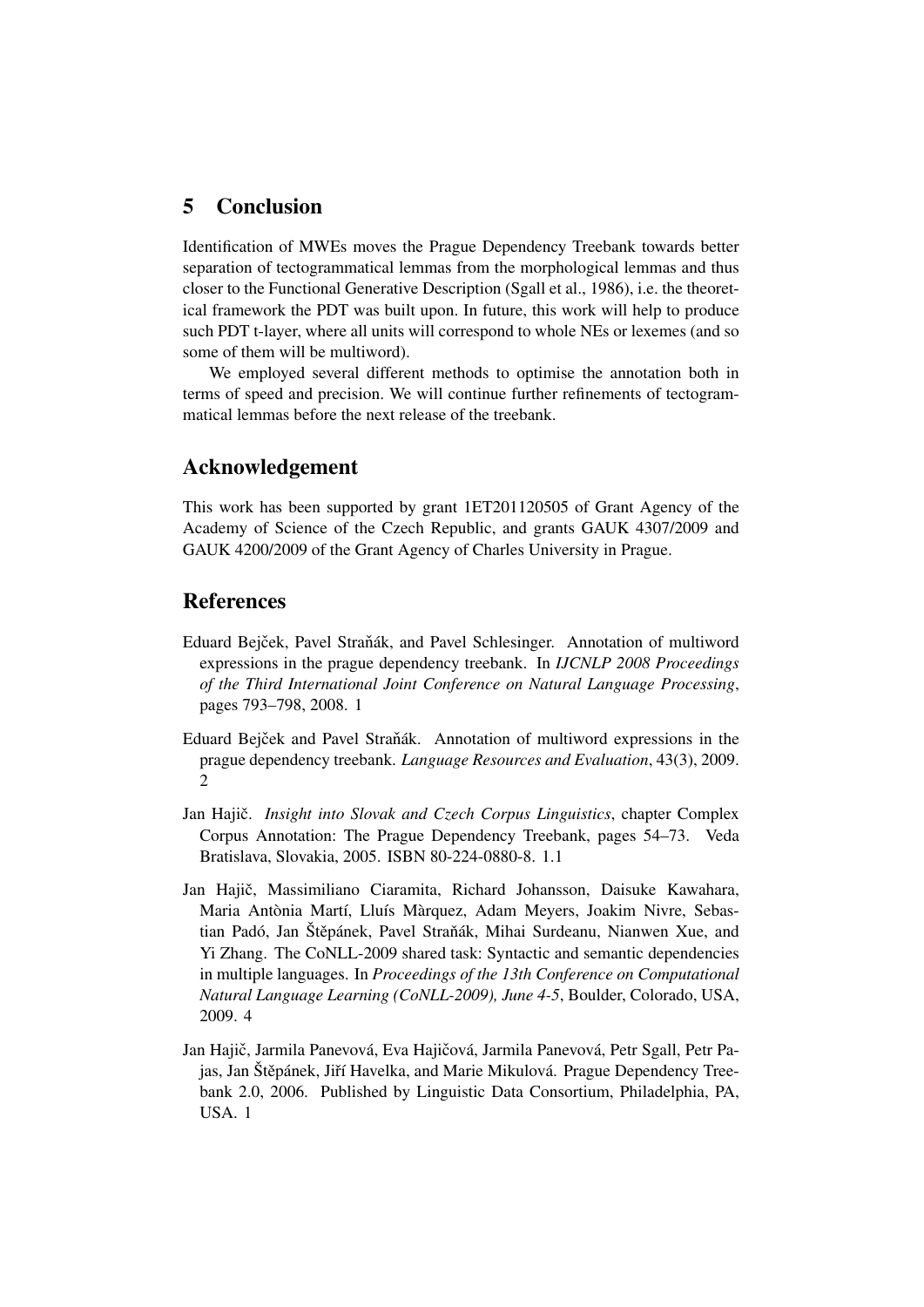## 5 Conclusion

Identification of MWEs moves the Prague Dependency Treebank towards better separation of tectogrammatical lemmas from the morphological lemmas and thus closer to the Functional Generative Description (Sgall et al., 1986), i.e. the theoretical framework the PDT was built upon. In future, this work will help to produce such PDT t-layer, where all units will correspond to whole NEs or lexemes (and so some of them will be multiword).

We employed several different methods to optimise the annotation both in terms of speed and precision. We will continue further refinements of tectogrammatical lemmas before the next release of the treebank.

## Acknowledgement

This work has been supported by grant 1ET201120505 of Grant Agency of the Academy of Science of the Czech Republic, and grants GAUK 4307/2009 and GAUK 4200/2009 of the Grant Agency of Charles University in Prague.

## References

Eduard Bejček, Pavel Straňák, and Pavel Schlesinger. Annotation of multiword expressions in the prague dependency treebank. In *IJCNLP 2008 Proceedings of the Third International Joint Conference on Natural Language Processing*, pages 793–798, 2008. 1

Eduard Bejček and Pavel Straňák. Annotation of multiword expressions in the prague dependency treebank. *Language Resources and Evaluation*, 43(3), 2009. 2

Jan Hajič. *Insight into Slovak and Czech Corpus Linguistics*, chapter Complex Corpus Annotation: The Prague Dependency Treebank, pages 54–73. Veda Bratislava, Slovakia, 2005. ISBN 80-224-0880-8. 1.1

Jan Hajič, Massimiliano Ciaramita, Richard Johansson, Daisuke Kawahara, Maria Antònia Martí, Lluís Màrquez, Adam Meyers, Joakim Nivre, Sebastian Padó, Jan Štěpánek, Pavel Straňák, Mihai Surdeanu, Nianwen Xue, and Yi Zhang. The CoNLL-2009 shared task: Syntactic and semantic dependencies in multiple languages. In *Proceedings of the 13th Conference on Computational Natural Language Learning (CoNLL-2009), June 4-5*, Boulder, Colorado, USA, 2009. 4

Jan Hajič, Jarmila Panevová, Eva Hajičová, Jarmila Panevová, Petr Sgall, Petr Pajas, Jan Štěpánek, Jiří Havelka, and Marie Mikulová. Prague Dependency Treebank 2.0, 2006. Published by Linguistic Data Consortium, Philadelphia, PA, USA. 1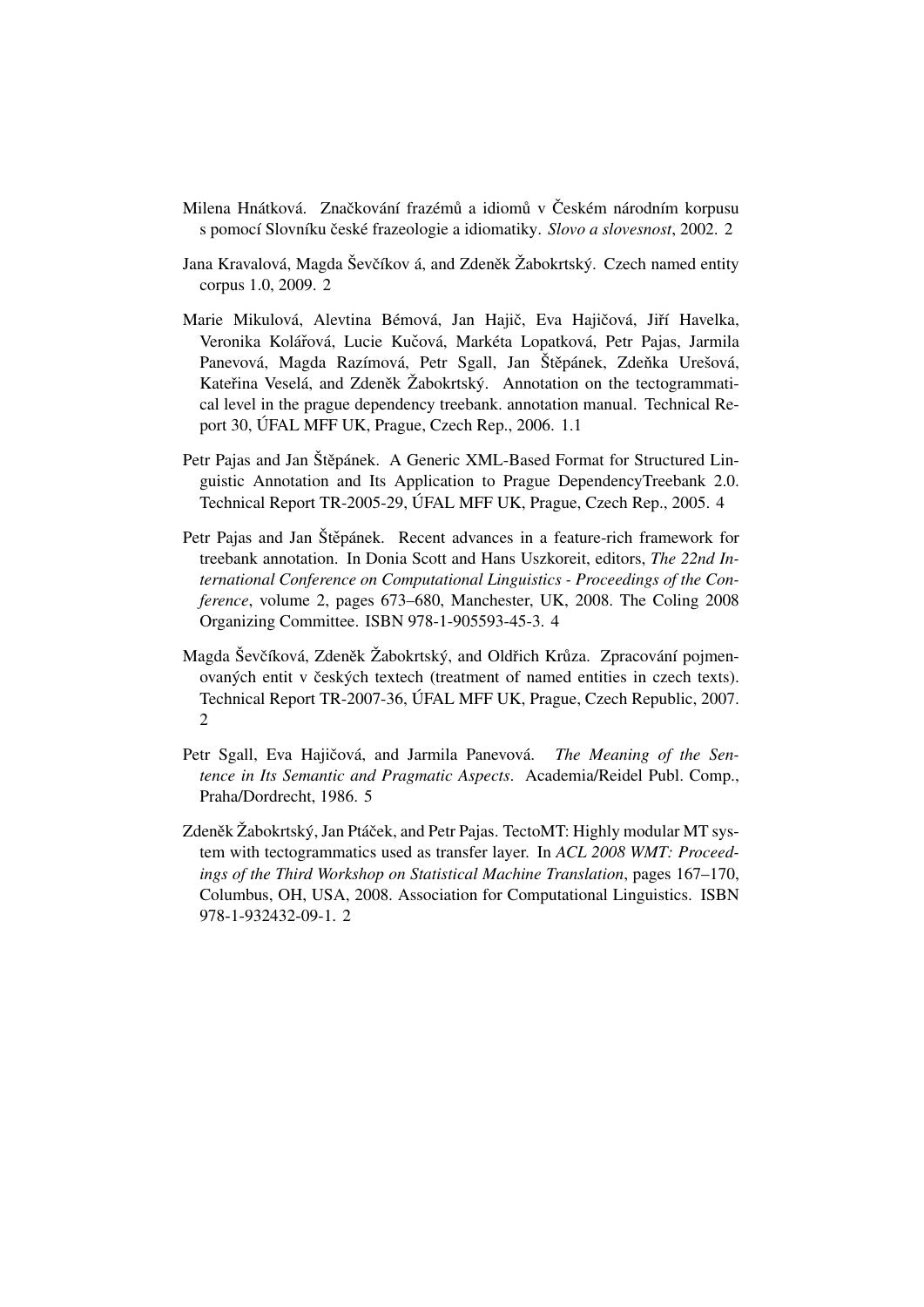Milena Hnátková. Značkování frazémů a idiomů v Českém národním korpusu s pomocí Slovníku české frazeologie a idiomatiky. *Slovo a slovesnost*, 2002. 2

Jana Kravalová, Magda Ševčíkov á, and Zdeněk Žabokrtský. Czech named entity corpus 1.0, 2009. 2

Marie Mikulová, Alevtina Bémová, Jan Hajič, Eva Hajičová, Jiří Havelka, Veronika Kolářová, Lucie Kučová, Markéta Lopatková, Petr Pajas, Jarmila Panevová, Magda Razímová, Petr Sgall, Jan Štěpánek, Zdeňka Urešová, Kateřina Veselá, and Zdeněk Žabokrtský. Annotation on the tectogrammatical level in the prague dependency treebank. annotation manual. Technical Report 30, ÚFAL MFF UK, Prague, Czech Rep., 2006. 1.1

Petr Pajas and Jan Štěpánek. A Generic XML-Based Format for Structured Linguistic Annotation and Its Application to Prague DependencyTreebank 2.0. Technical Report TR-2005-29, ÚFAL MFF UK, Prague, Czech Rep., 2005. 4

Petr Pajas and Jan Štěpánek. Recent advances in a feature-rich framework for treebank annotation. In Donia Scott and Hans Uszkoreit, editors, *The 22nd International Conference on Computational Linguistics - Proceedings of the Conference*, volume 2, pages 673–680, Manchester, UK, 2008. The Coling 2008 Organizing Committee. ISBN 978-1-905593-45-3. 4

Magda Ševčíková, Zdeněk Žabokrtský, and Oldřich Krůza. Zpracování pojmenovaných entit v českých textech (treatment of named entities in czech texts). Technical Report TR-2007-36, ÚFAL MFF UK, Prague, Czech Republic, 2007. 2

Petr Sgall, Eva Hajičová, and Jarmila Panevová. *The Meaning of the Sentence in Its Semantic and Pragmatic Aspects*. Academia/Reidel Publ. Comp., Praha/Dordrecht, 1986. 5

Zdeněk Žabokrtský, Jan Ptáček, and Petr Pajas. TectoMT: Highly modular MT system with tectogrammatics used as transfer layer. In *ACL 2008 WMT: Proceedings of the Third Workshop on Statistical Machine Translation*, pages 167–170, Columbus, OH, USA, 2008. Association for Computational Linguistics. ISBN 978-1-932432-09-1. 2